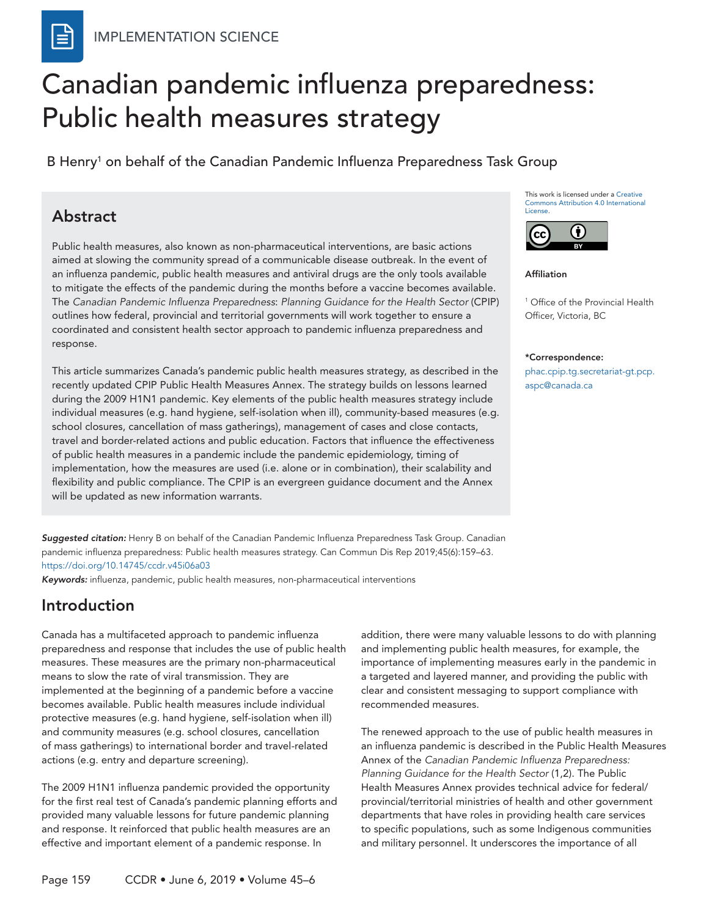IMPLEMENTATION SCIENCE

# Canadian pandemic influenza preparedness: Public health measures strategy

B Henry[1] on behalf of the Canadian Pandemic Influenza Preparedness Task Group

This work is licensed under a Creative Commons Attribution 4.0 International License.

**Affiliation**

[1] Office of the Provincial Health Officer, Victoria, BC

**\*Correspondence:**
phac.cpip.tg.secretariat-gt.pcp.aspc@canada.ca

## Abstract

Public health measures, also known as non-pharmaceutical interventions, are basic actions aimed at slowing the community spread of a communicable disease outbreak. In the event of an influenza pandemic, public health measures and antiviral drugs are the only tools available to mitigate the effects of the pandemic during the months before a vaccine becomes available. The *Canadian Pandemic Influenza Preparedness*: *Planning Guidance for the Health Sector* (CPIP) outlines how federal, provincial and territorial governments will work together to ensure a coordinated and consistent health sector approach to pandemic influenza preparedness and response.

This article summarizes Canada's pandemic public health measures strategy, as described in the recently updated CPIP Public Health Measures Annex. The strategy builds on lessons learned during the 2009 H1N1 pandemic. Key elements of the public health measures strategy include individual measures (e.g. hand hygiene, self-isolation when ill), community-based measures (e.g. school closures, cancellation of mass gatherings), management of cases and close contacts, travel and border-related actions and public education. Factors that influence the effectiveness of public health measures in a pandemic include the pandemic epidemiology, timing of implementation, how the measures are used (i.e. alone or in combination), their scalability and flexibility and public compliance. The CPIP is an evergreen guidance document and the Annex will be updated as new information warrants.

***Suggested citation:*** Henry B on behalf of the Canadian Pandemic Influenza Preparedness Task Group. Canadian pandemic influenza preparedness: Public health measures strategy. Can Commun Dis Rep 2019;45(6):159–63. https://doi.org/10.14745/ccdr.v45i06a03

***Keywords:*** influenza, pandemic, public health measures, non-pharmaceutical interventions

## Introduction

Canada has a multifaceted approach to pandemic influenza preparedness and response that includes the use of public health measures. These measures are the primary non-pharmaceutical means to slow the rate of viral transmission. They are implemented at the beginning of a pandemic before a vaccine becomes available. Public health measures include individual protective measures (e.g. hand hygiene, self-isolation when ill) and community measures (e.g. school closures, cancellation of mass gatherings) to international border and travel-related actions (e.g. entry and departure screening).

The 2009 H1N1 influenza pandemic provided the opportunity for the first real test of Canada's pandemic planning efforts and provided many valuable lessons for future pandemic planning and response. It reinforced that public health measures are an effective and important element of a pandemic response. In addition, there were many valuable lessons to do with planning and implementing public health measures, for example, the importance of implementing measures early in the pandemic in a targeted and layered manner, and providing the public with clear and consistent messaging to support compliance with recommended measures.

The renewed approach to the use of public health measures in an influenza pandemic is described in the Public Health Measures Annex of the *Canadian Pandemic Influenza Preparedness: Planning Guidance for the Health Sector* (1,2). The Public Health Measures Annex provides technical advice for federal/provincial/territorial ministries of health and other government departments that have roles in providing health care services to specific populations, such as some Indigenous communities and military personnel. It underscores the importance of all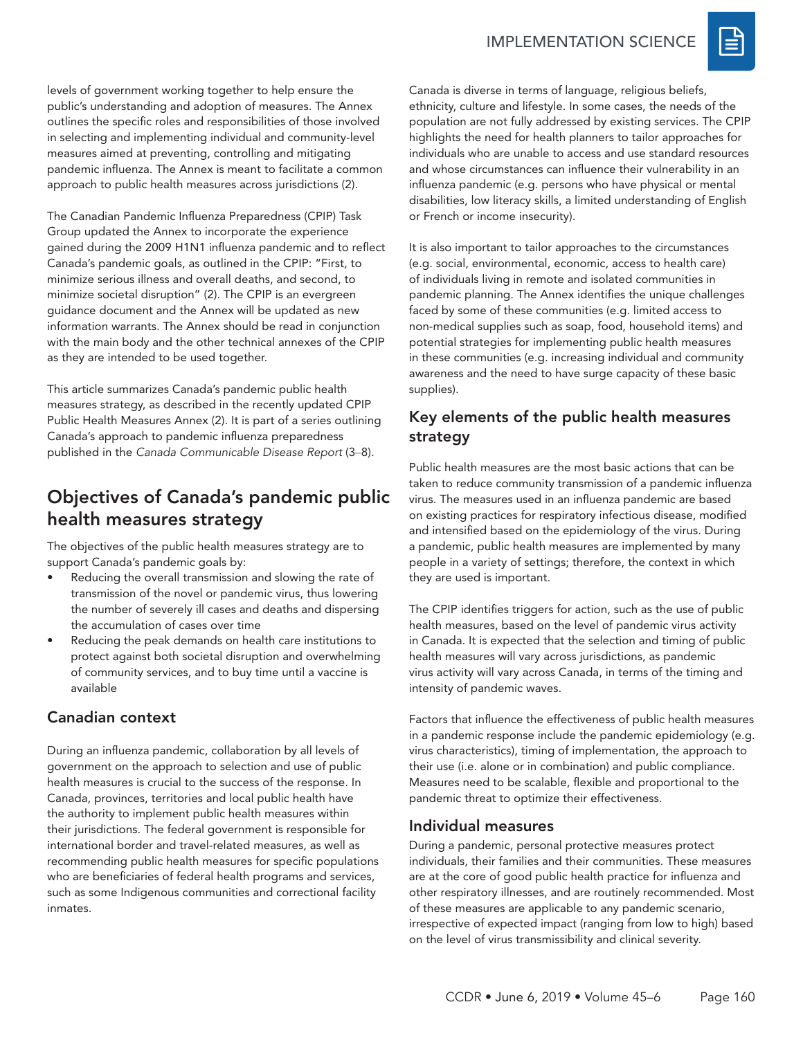levels of government working together to help ensure the public's understanding and adoption of measures. The Annex outlines the specific roles and responsibilities of those involved in selecting and implementing individual and community-level measures aimed at preventing, controlling and mitigating pandemic influenza. The Annex is meant to facilitate a common approach to public health measures across jurisdictions (2).

The Canadian Pandemic Influenza Preparedness (CPIP) Task Group updated the Annex to incorporate the experience gained during the 2009 H1N1 influenza pandemic and to reflect Canada's pandemic goals, as outlined in the CPIP: "First, to minimize serious illness and overall deaths, and second, to minimize societal disruption" (2). The CPIP is an evergreen guidance document and the Annex will be updated as new information warrants. The Annex should be read in conjunction with the main body and the other technical annexes of the CPIP as they are intended to be used together.

This article summarizes Canada's pandemic public health measures strategy, as described in the recently updated CPIP Public Health Measures Annex (2). It is part of a series outlining Canada's approach to pandemic influenza preparedness published in the *Canada Communicable Disease Report* (3–8).

## Objectives of Canada's pandemic public health measures strategy

The objectives of the public health measures strategy are to support Canada's pandemic goals by:

- Reducing the overall transmission and slowing the rate of transmission of the novel or pandemic virus, thus lowering the number of severely ill cases and deaths and dispersing the accumulation of cases over time
- Reducing the peak demands on health care institutions to protect against both societal disruption and overwhelming of community services, and to buy time until a vaccine is available

### Canadian context

During an influenza pandemic, collaboration by all levels of government on the approach to selection and use of public health measures is crucial to the success of the response. In Canada, provinces, territories and local public health have the authority to implement public health measures within their jurisdictions. The federal government is responsible for international border and travel-related measures, as well as recommending public health measures for specific populations who are beneficiaries of federal health programs and services, such as some Indigenous communities and correctional facility inmates.

Canada is diverse in terms of language, religious beliefs, ethnicity, culture and lifestyle. In some cases, the needs of the population are not fully addressed by existing services. The CPIP highlights the need for health planners to tailor approaches for individuals who are unable to access and use standard resources and whose circumstances can influence their vulnerability in an influenza pandemic (e.g. persons who have physical or mental disabilities, low literacy skills, a limited understanding of English or French or income insecurity).

It is also important to tailor approaches to the circumstances (e.g. social, environmental, economic, access to health care) of individuals living in remote and isolated communities in pandemic planning. The Annex identifies the unique challenges faced by some of these communities (e.g. limited access to non-medical supplies such as soap, food, household items) and potential strategies for implementing public health measures in these communities (e.g. increasing individual and community awareness and the need to have surge capacity of these basic supplies).

## Key elements of the public health measures strategy

Public health measures are the most basic actions that can be taken to reduce community transmission of a pandemic influenza virus. The measures used in an influenza pandemic are based on existing practices for respiratory infectious disease, modified and intensified based on the epidemiology of the virus. During a pandemic, public health measures are implemented by many people in a variety of settings; therefore, the context in which they are used is important.

The CPIP identifies triggers for action, such as the use of public health measures, based on the level of pandemic virus activity in Canada. It is expected that the selection and timing of public health measures will vary across jurisdictions, as pandemic virus activity will vary across Canada, in terms of the timing and intensity of pandemic waves.

Factors that influence the effectiveness of public health measures in a pandemic response include the pandemic epidemiology (e.g. virus characteristics), timing of implementation, the approach to their use (i.e. alone or in combination) and public compliance. Measures need to be scalable, flexible and proportional to the pandemic threat to optimize their effectiveness.

### Individual measures

During a pandemic, personal protective measures protect individuals, their families and their communities. These measures are at the core of good public health practice for influenza and other respiratory illnesses, and are routinely recommended. Most of these measures are applicable to any pandemic scenario, irrespective of expected impact (ranging from low to high) based on the level of virus transmissibility and clinical severity.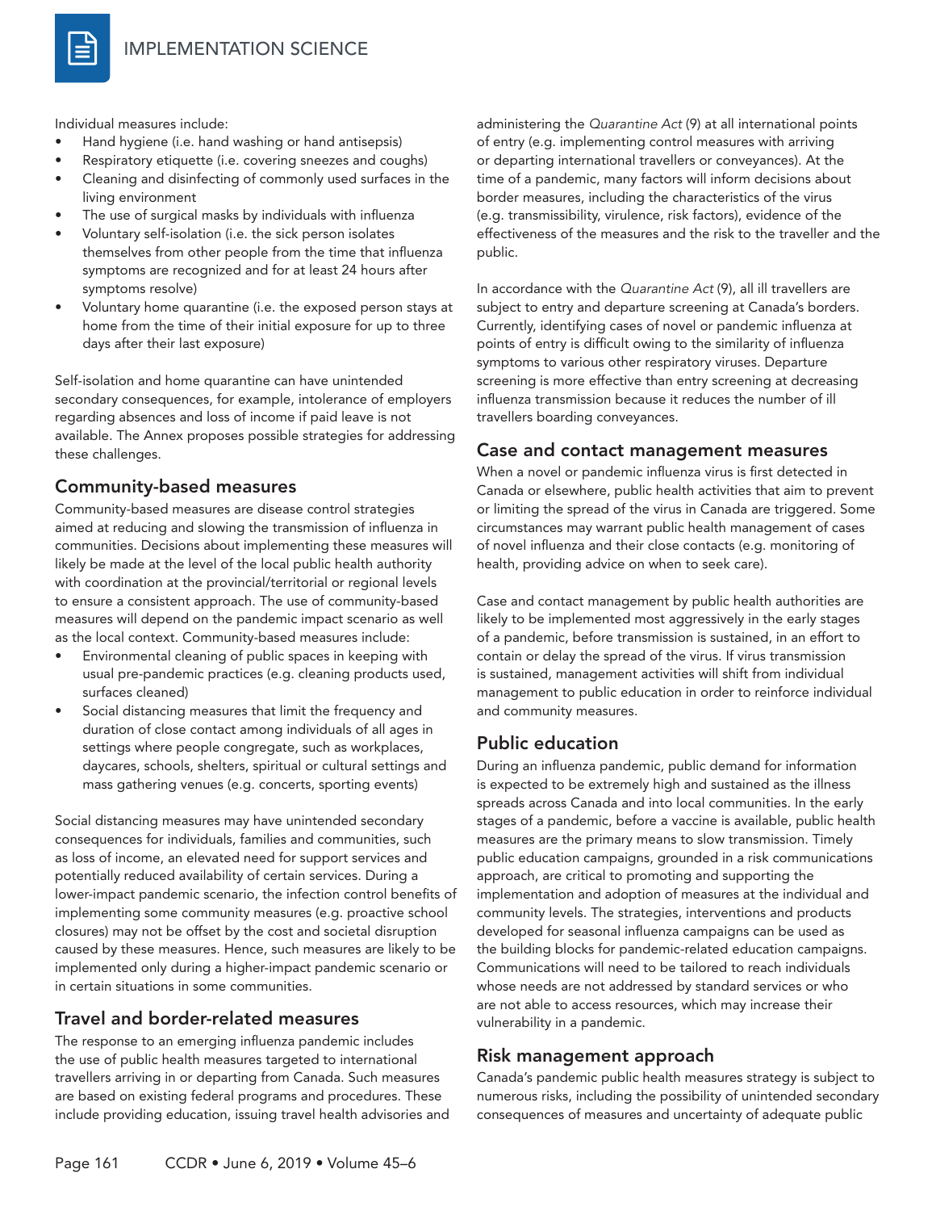Individual measures include:

- Hand hygiene (i.e. hand washing or hand antisepsis)
- Respiratory etiquette (i.e. covering sneezes and coughs)
- Cleaning and disinfecting of commonly used surfaces in the living environment
- The use of surgical masks by individuals with influenza
- Voluntary self-isolation (i.e. the sick person isolates themselves from other people from the time that influenza symptoms are recognized and for at least 24 hours after symptoms resolve)
- Voluntary home quarantine (i.e. the exposed person stays at home from the time of their initial exposure for up to three days after their last exposure)

Self-isolation and home quarantine can have unintended secondary consequences, for example, intolerance of employers regarding absences and loss of income if paid leave is not available. The Annex proposes possible strategies for addressing these challenges.

## Community-based measures

Community-based measures are disease control strategies aimed at reducing and slowing the transmission of influenza in communities. Decisions about implementing these measures will likely be made at the level of the local public health authority with coordination at the provincial/territorial or regional levels to ensure a consistent approach. The use of community-based measures will depend on the pandemic impact scenario as well as the local context. Community-based measures include:

- Environmental cleaning of public spaces in keeping with usual pre-pandemic practices (e.g. cleaning products used, surfaces cleaned)
- Social distancing measures that limit the frequency and duration of close contact among individuals of all ages in settings where people congregate, such as workplaces, daycares, schools, shelters, spiritual or cultural settings and mass gathering venues (e.g. concerts, sporting events)

Social distancing measures may have unintended secondary consequences for individuals, families and communities, such as loss of income, an elevated need for support services and potentially reduced availability of certain services. During a lower-impact pandemic scenario, the infection control benefits of implementing some community measures (e.g. proactive school closures) may not be offset by the cost and societal disruption caused by these measures. Hence, such measures are likely to be implemented only during a higher-impact pandemic scenario or in certain situations in some communities.

## Travel and border-related measures

The response to an emerging influenza pandemic includes the use of public health measures targeted to international travellers arriving in or departing from Canada. Such measures are based on existing federal programs and procedures. These include providing education, issuing travel health advisories and administering the *Quarantine Act* (9) at all international points of entry (e.g. implementing control measures with arriving or departing international travellers or conveyances). At the time of a pandemic, many factors will inform decisions about border measures, including the characteristics of the virus (e.g. transmissibility, virulence, risk factors), evidence of the effectiveness of the measures and the risk to the traveller and the public.

In accordance with the *Quarantine Act* (9), all ill travellers are subject to entry and departure screening at Canada's borders. Currently, identifying cases of novel or pandemic influenza at points of entry is difficult owing to the similarity of influenza symptoms to various other respiratory viruses. Departure screening is more effective than entry screening at decreasing influenza transmission because it reduces the number of ill travellers boarding conveyances.

## Case and contact management measures

When a novel or pandemic influenza virus is first detected in Canada or elsewhere, public health activities that aim to prevent or limiting the spread of the virus in Canada are triggered. Some circumstances may warrant public health management of cases of novel influenza and their close contacts (e.g. monitoring of health, providing advice on when to seek care).

Case and contact management by public health authorities are likely to be implemented most aggressively in the early stages of a pandemic, before transmission is sustained, in an effort to contain or delay the spread of the virus. If virus transmission is sustained, management activities will shift from individual management to public education in order to reinforce individual and community measures.

## Public education

During an influenza pandemic, public demand for information is expected to be extremely high and sustained as the illness spreads across Canada and into local communities. In the early stages of a pandemic, before a vaccine is available, public health measures are the primary means to slow transmission. Timely public education campaigns, grounded in a risk communications approach, are critical to promoting and supporting the implementation and adoption of measures at the individual and community levels. The strategies, interventions and products developed for seasonal influenza campaigns can be used as the building blocks for pandemic-related education campaigns. Communications will need to be tailored to reach individuals whose needs are not addressed by standard services or who are not able to access resources, which may increase their vulnerability in a pandemic.

## Risk management approach

Canada's pandemic public health measures strategy is subject to numerous risks, including the possibility of unintended secondary consequences of measures and uncertainty of adequate public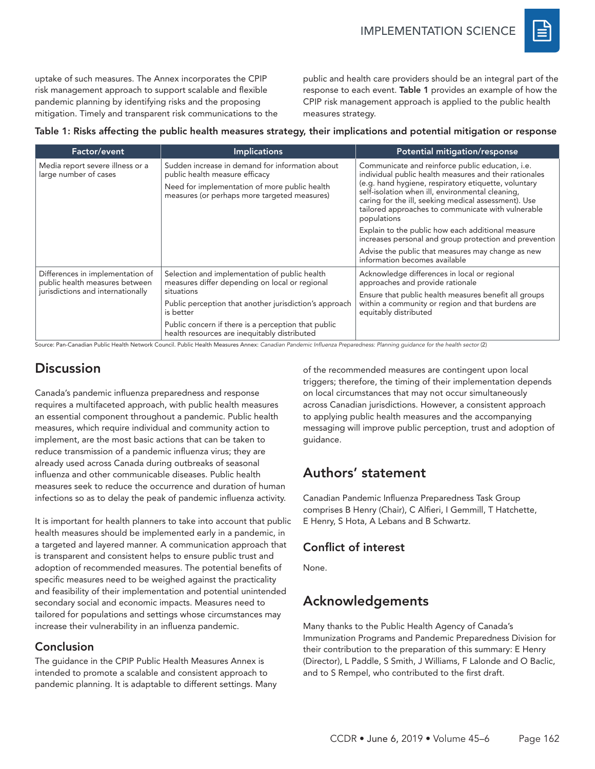uptake of such measures. The Annex incorporates the CPIP risk management approach to support scalable and flexible pandemic planning by identifying risks and the proposing mitigation. Timely and transparent risk communications to the public and health care providers should be an integral part of the response to each event. **Table 1** provides an example of how the CPIP risk management approach is applied to the public health measures strategy.

**Table 1: Risks affecting the public health measures strategy, their implications and potential mitigation or response**

| Factor/event | Implications | Potential mitigation/response |
|---|---|---|
| Media report severe illness or a large number of cases | Sudden increase in demand for information about public health measure efficacy<br><br>Need for implementation of more public health measures (or perhaps more targeted measures) | Communicate and reinforce public education, i.e. individual public health measures and their rationales (e.g. hand hygiene, respiratory etiquette, voluntary self-isolation when ill, environmental cleaning, caring for the ill, seeking medical assessment). Use tailored approaches to communicate with vulnerable populations<br><br>Explain to the public how each additional measure increases personal and group protection and prevention<br><br>Advise the public that measures may change as new information becomes available |
| Differences in implementation of public health measures between jurisdictions and internationally | Selection and implementation of public health measures differ depending on local or regional situations<br><br>Public perception that another jurisdiction's approach is better<br><br>Public concern if there is a perception that public health resources are inequitably distributed | Acknowledge differences in local or regional approaches and provide rationale<br><br>Ensure that public health measures benefit all groups within a community or region and that burdens are equitably distributed |

Source: Pan-Canadian Public Health Network Council. Public Health Measures Annex: *Canadian Pandemic Influenza Preparedness: Planning guidance for the health sector* (2)

## Discussion

Canada's pandemic influenza preparedness and response requires a multifaceted approach, with public health measures an essential component throughout a pandemic. Public health measures, which require individual and community action to implement, are the most basic actions that can be taken to reduce transmission of a pandemic influenza virus; they are already used across Canada during outbreaks of seasonal influenza and other communicable diseases. Public health measures seek to reduce the occurrence and duration of human infections so as to delay the peak of pandemic influenza activity.

It is important for health planners to take into account that public health measures should be implemented early in a pandemic, in a targeted and layered manner. A communication approach that is transparent and consistent helps to ensure public trust and adoption of recommended measures. The potential benefits of specific measures need to be weighed against the practicality and feasibility of their implementation and potential unintended secondary social and economic impacts. Measures need to tailored for populations and settings whose circumstances may increase their vulnerability in an influenza pandemic.

### Conclusion

The guidance in the CPIP Public Health Measures Annex is intended to promote a scalable and consistent approach to pandemic planning. It is adaptable to different settings. Many of the recommended measures are contingent upon local triggers; therefore, the timing of their implementation depends on local circumstances that may not occur simultaneously across Canadian jurisdictions. However, a consistent approach to applying public health measures and the accompanying messaging will improve public perception, trust and adoption of guidance.

## Authors' statement

Canadian Pandemic Influenza Preparedness Task Group comprises B Henry (Chair), C Alfieri, I Gemmill, T Hatchette, E Henry, S Hota, A Lebans and B Schwartz.

### Conflict of interest

None.

## Acknowledgements

Many thanks to the Public Health Agency of Canada's Immunization Programs and Pandemic Preparedness Division for their contribution to the preparation of this summary: E Henry (Director), L Paddle, S Smith, J Williams, F Lalonde and O Baclic, and to S Rempel, who contributed to the first draft.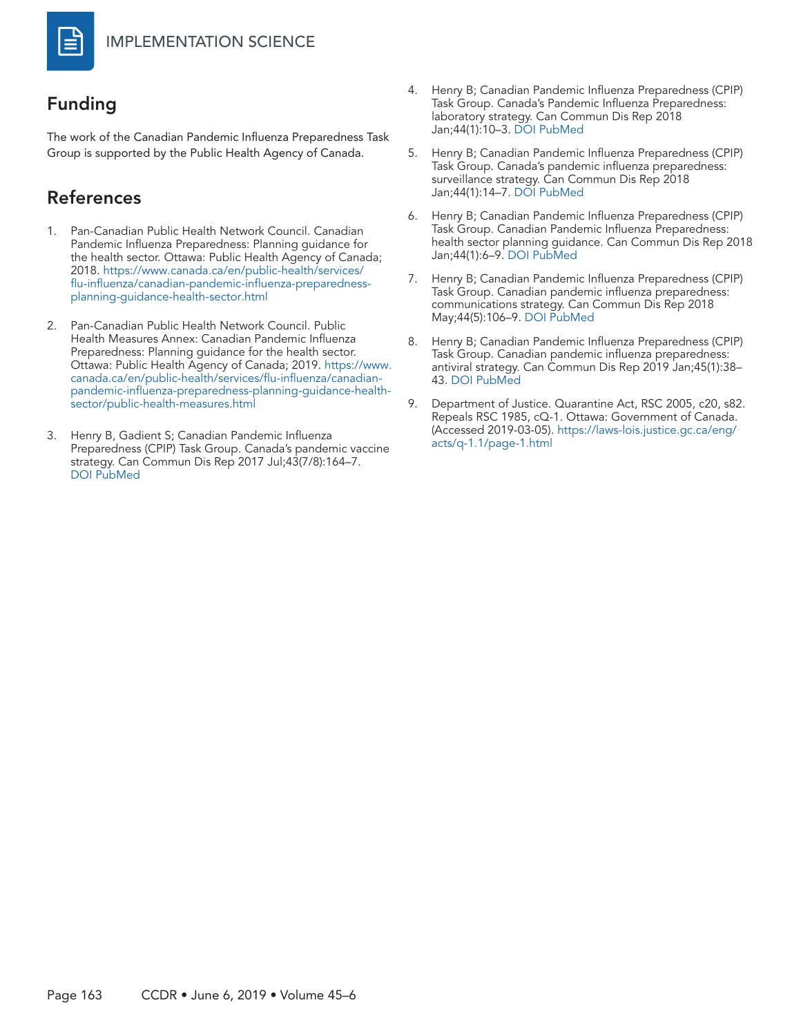## Funding

The work of the Canadian Pandemic Influenza Preparedness Task Group is supported by the Public Health Agency of Canada.

## References

1. Pan-Canadian Public Health Network Council. Canadian Pandemic Influenza Preparedness: Planning guidance for the health sector. Ottawa: Public Health Agency of Canada; 2018. https://www.canada.ca/en/public-health/services/flu-influenza/canadian-pandemic-influenza-preparedness-planning-guidance-health-sector.html

2. Pan-Canadian Public Health Network Council. Public Health Measures Annex: Canadian Pandemic Influenza Preparedness: Planning guidance for the health sector. Ottawa: Public Health Agency of Canada; 2019. https://www.canada.ca/en/public-health/services/flu-influenza/canadian-pandemic-influenza-preparedness-planning-guidance-health-sector/public-health-measures.html

3. Henry B, Gadient S; Canadian Pandemic Influenza Preparedness (CPIP) Task Group. Canada's pandemic vaccine strategy. Can Commun Dis Rep 2017 Jul;43(7/8):164–7. DOI PubMed

4. Henry B; Canadian Pandemic Influenza Preparedness (CPIP) Task Group. Canada's Pandemic Influenza Preparedness: laboratory strategy. Can Commun Dis Rep 2018 Jan;44(1):10–3. DOI PubMed

5. Henry B; Canadian Pandemic Influenza Preparedness (CPIP) Task Group. Canada's pandemic influenza preparedness: surveillance strategy. Can Commun Dis Rep 2018 Jan;44(1):14–7. DOI PubMed

6. Henry B; Canadian Pandemic Influenza Preparedness (CPIP) Task Group. Canadian Pandemic Influenza Preparedness: health sector planning guidance. Can Commun Dis Rep 2018 Jan;44(1):6–9. DOI PubMed

7. Henry B; Canadian Pandemic Influenza Preparedness (CPIP) Task Group. Canadian pandemic influenza preparedness: communications strategy. Can Commun Dis Rep 2018 May;44(5):106–9. DOI PubMed

8. Henry B; Canadian Pandemic Influenza Preparedness (CPIP) Task Group. Canadian pandemic influenza preparedness: antiviral strategy. Can Commun Dis Rep 2019 Jan;45(1):38–43. DOI PubMed

9. Department of Justice. Quarantine Act, RSC 2005, c20, s82. Repeals RSC 1985, cQ-1. Ottawa: Government of Canada. (Accessed 2019-03-05). https://laws-lois.justice.gc.ca/eng/acts/q-1.1/page-1.html